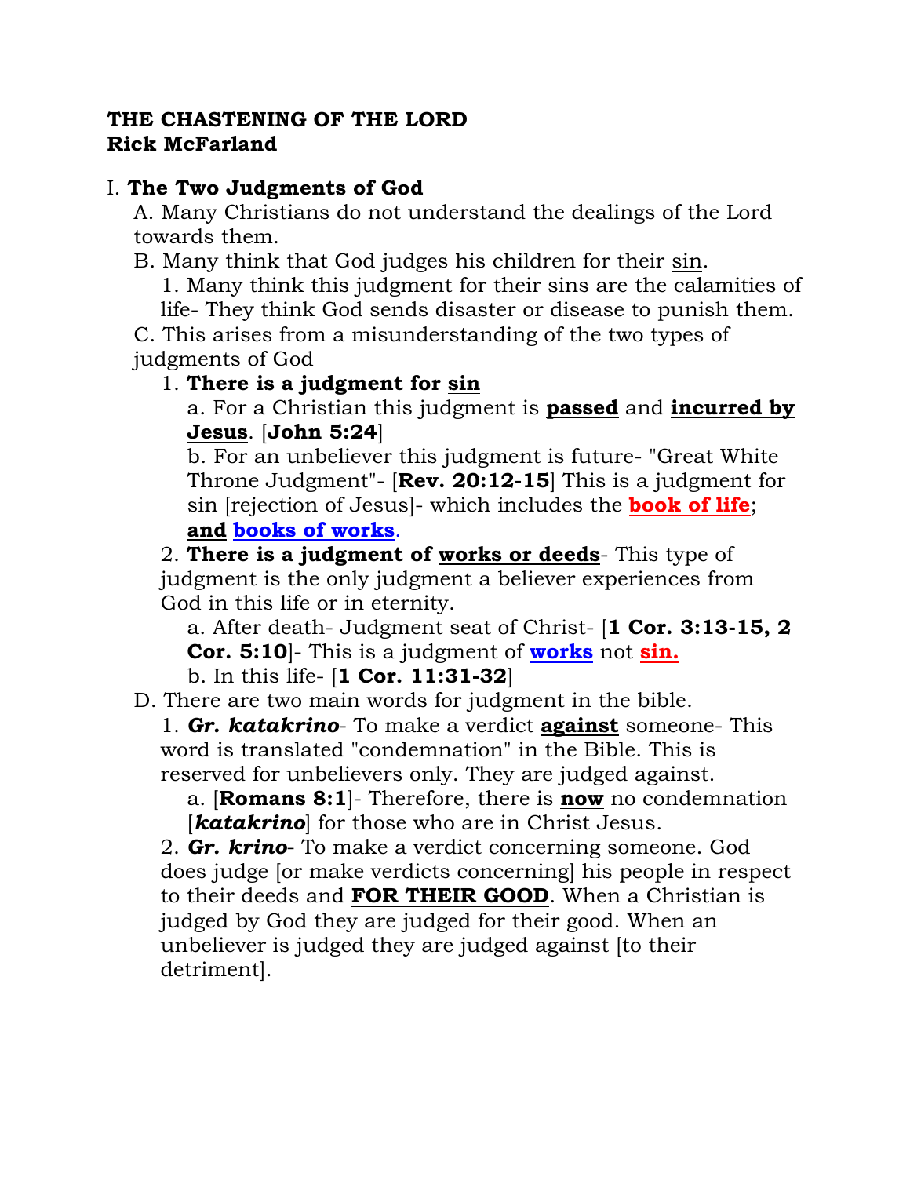**THE CHASTENING OF THE LORD**
**Rick McFarland**

I. **The Two Judgments of God**

A. Many Christians do not understand the dealings of the Lord towards them.

B. Many think that God judges his children for their sin.

1. Many think this judgment for their sins are the calamities of life- They think God sends disaster or disease to punish them.

C. This arises from a misunderstanding of the two types of judgments of God

1. **There is a judgment for sin**

a. For a Christian this judgment is **passed** and **incurred by Jesus**. [**John 5:24**]

b. For an unbeliever this judgment is future- "Great White Throne Judgment"- [**Rev. 20:12-15**] This is a judgment for sin [rejection of Jesus]- which includes the **book of life**; **and books of works**.

2. **There is a judgment of works or deeds**- This type of judgment is the only judgment a believer experiences from God in this life or in eternity.

a. After death- Judgment seat of Christ- [**1 Cor. 3:13-15, 2 Cor. 5:10**]- This is a judgment of **works** not **sin.**

b. In this life- [**1 Cor. 11:31-32**]

D. There are two main words for judgment in the bible.

1. ***Gr. katakrino***- To make a verdict **against** someone- This word is translated "condemnation" in the Bible. This is reserved for unbelievers only. They are judged against.

a. [**Romans 8:1**]- Therefore, there is **now** no condemnation [***katakrino***] for those who are in Christ Jesus.

2. ***Gr. krino***- To make a verdict concerning someone. God does judge [or make verdicts concerning] his people in respect to their deeds and **FOR THEIR GOOD**. When a Christian is judged by God they are judged for their good. When an unbeliever is judged they are judged against [to their detriment].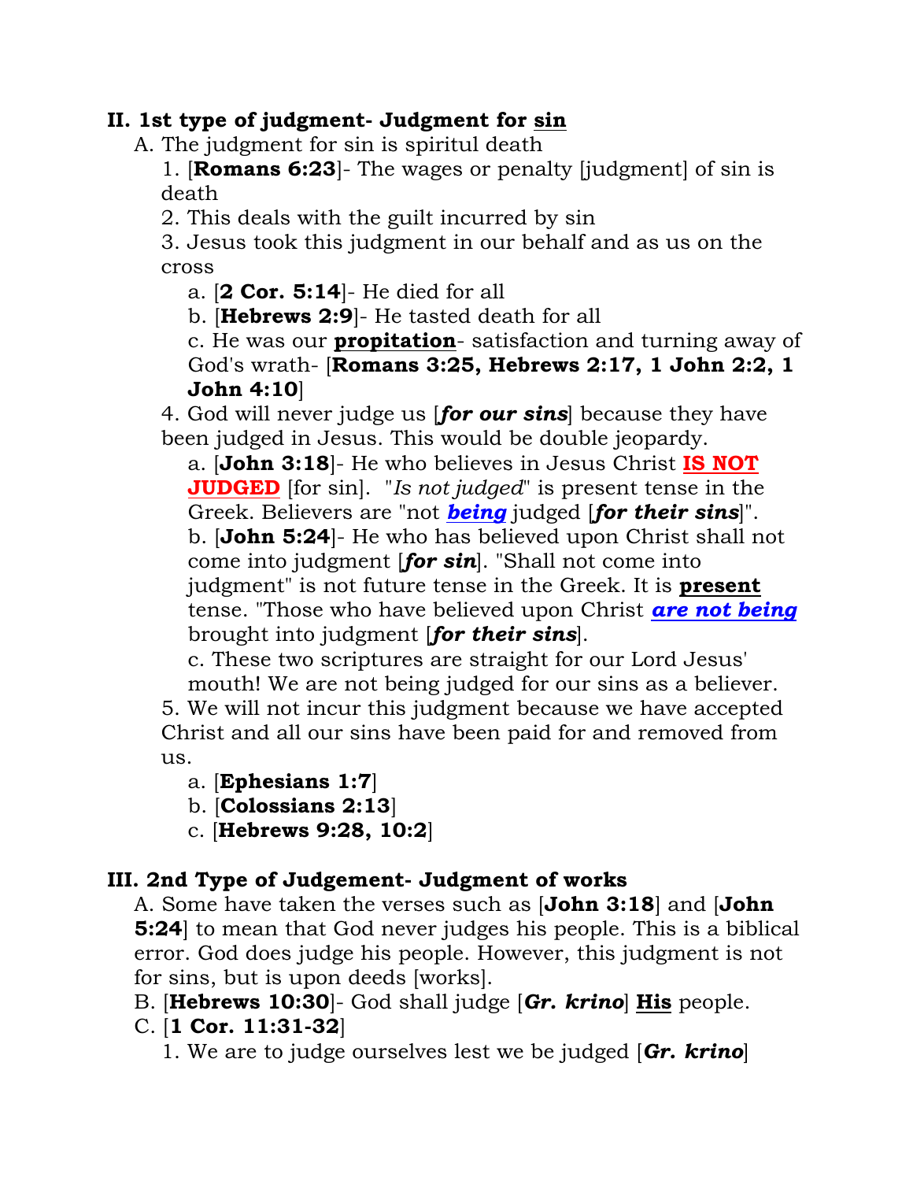**II. 1st type of judgment- Judgment for <u>sin</u>**

A. The judgment for sin is spiritual death

1. [**Romans 6:23**]- The wages or penalty [judgment] of sin is death
2. This deals with the guilt incurred by sin
3. Jesus took this judgment in our behalf and as us on the cross
    a. [**2 Cor. 5:14**]- He died for all
    b. [**Hebrews 2:9**]- He tasted death for all
    c. He was our **<u>propitation</u>**- satisfaction and turning away of God's wrath- [**Romans 3:25, Hebrews 2:17, 1 John 2:2, 1 John 4:10**]
4. God will never judge us [***for our sins***] because they have been judged in Jesus. This would be double jeopardy.
    a. [**John 3:18**]- He who believes in Jesus Christ **<u>IS NOT JUDGED</u>** [for sin]. "*Is not judged*" is present tense in the Greek. Believers are "not ***<u>being</u>*** judged [***for their sins***]".
    b. [**John 5:24**]- He who has believed upon Christ shall not come into judgment [***for sin***]. "Shall not come into judgment" is not future tense in the Greek. It is **<u>present</u>** tense. "Those who have believed upon Christ ***<u>are not being</u>*** brought into judgment [***for their sins***].
    c. These two scriptures are straight for our Lord Jesus' mouth! We are not being judged for our sins as a believer.
5. We will not incur this judgment because we have accepted Christ and all our sins have been paid for and removed from us.
    a. [**Ephesians 1:7**]
    b. [**Colossians 2:13**]
    c. [**Hebrews 9:28, 10:2**]

**III. 2nd Type of Judgement- Judgment of works**

A. Some have taken the verses such as [**John 3:18**] and [**John 5:24**] to mean that God never judges his people. This is a biblical error. God does judge his people. However, this judgment is not for sins, but is upon deeds [works].

B. [**Hebrews 10:30**]- God shall judge [***Gr. krino***] **<u>His</u>** people.

C. [**1 Cor. 11:31-32**]

1. We are to judge ourselves lest we be judged [***Gr. krino***]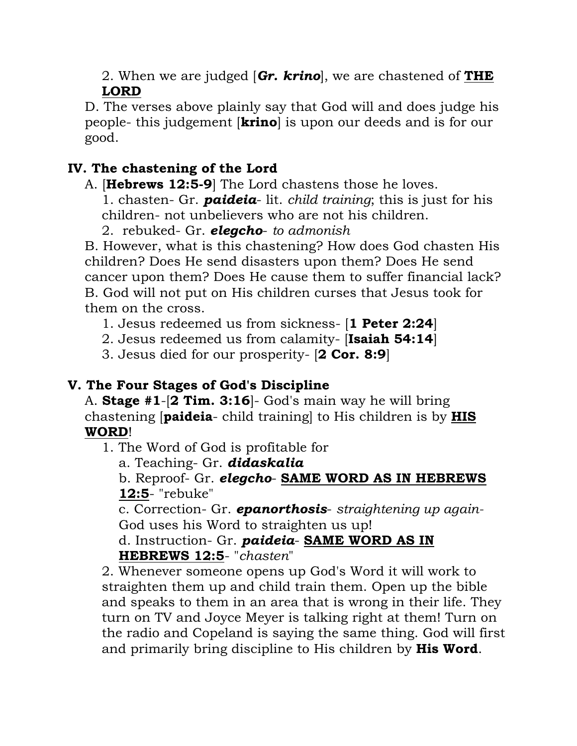2. When we are judged [***Gr. krino***], we are chastened of **<u>THE LORD</u>**

D. The verses above plainly say that God will and does judge his people- this judgement [**krino**] is upon our deeds and is for our good.

### IV. The chastening of the Lord

A. [**Hebrews 12:5-9**] The Lord chastens those he loves.

1. chasten- Gr. ***paideia***- lit. *child training*; this is just for his children- not unbelievers who are not his children.
2. rebuked- Gr. ***elegcho***- *to admonish*

B. However, what is this chastening? How does God chasten His children? Does He send disasters upon them? Does He send cancer upon them? Does He cause them to suffer financial lack?

B. God will not put on His children curses that Jesus took for them on the cross.

1. Jesus redeemed us from sickness- [**1 Peter 2:24**]
2. Jesus redeemed us from calamity- [**Isaiah 54:14**]
3. Jesus died for our prosperity- [**2 Cor. 8:9**]

### V. The Four Stages of God's Discipline

A. **Stage #1**-[**2 Tim. 3:16**]- God's main way he will bring chastening [**paideia**- child training] to His children is by **<u>HIS WORD</u>**!

1. The Word of God is profitable for
   a. Teaching- Gr. ***didaskalia***
   b. Reproof- Gr. ***elegcho***- **<u>SAME WORD AS IN HEBREWS 12:5</u>**- "rebuke"
   c. Correction- Gr. ***epanorthosis***- *straightening up again*- God uses his Word to straighten us up!
   d. Instruction- Gr. ***paideia***- **<u>SAME WORD AS IN HEBREWS 12:5</u>**- "*chasten*"
2. Whenever someone opens up God's Word it will work to straighten them up and child train them. Open up the bible and speaks to them in an area that is wrong in their life. They turn on TV and Joyce Meyer is talking right at them! Turn on the radio and Copeland is saying the same thing. God will first and primarily bring discipline to His children by **His Word**.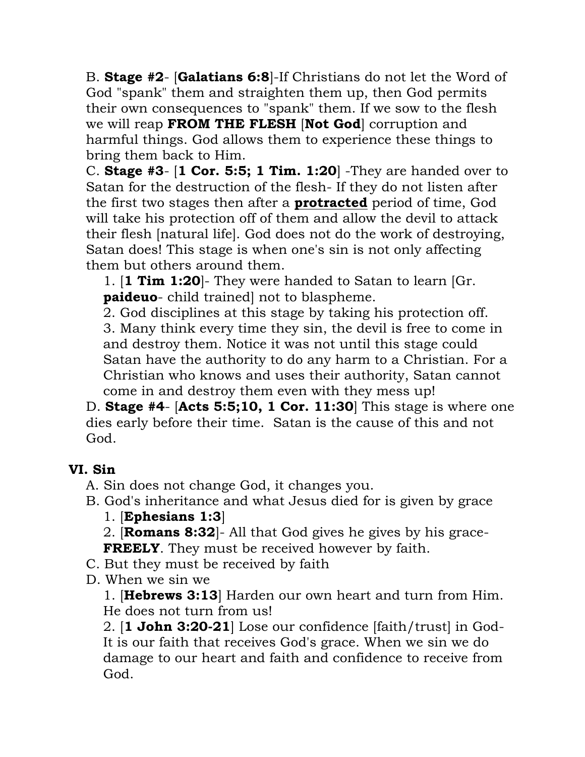B. **Stage #2**- [**Galatians 6:8**]-If Christians do not let the Word of God "spank" them and straighten them up, then God permits their own consequences to "spank" them. If we sow to the flesh we will reap **FROM THE FLESH** [**Not God**] corruption and harmful things. God allows them to experience these things to bring them back to Him.

C. **Stage #3**- [**1 Cor. 5:5; 1 Tim. 1:20**] -They are handed over to Satan for the destruction of the flesh- If they do not listen after the first two stages then after a **protracted** period of time, God will take his protection off of them and allow the devil to attack their flesh [natural life]. God does not do the work of destroying, Satan does! This stage is when one's sin is not only affecting them but others around them.

1. [**1 Tim 1:20**]- They were handed to Satan to learn [Gr. **paideuo**- child trained] not to blaspheme.
2. God disciplines at this stage by taking his protection off.
3. Many think every time they sin, the devil is free to come in and destroy them. Notice it was not until this stage could Satan have the authority to do any harm to a Christian. For a Christian who knows and uses their authority, Satan cannot come in and destroy them even with they mess up!

D. **Stage #4**- [**Acts 5:5;10, 1 Cor. 11:30**] This stage is where one dies early before their time. Satan is the cause of this and not God.

## VI. Sin

A. Sin does not change God, it changes you.

B. God's inheritance and what Jesus died for is given by grace

1. [**Ephesians 1:3**]
2. [**Romans 8:32**]- All that God gives he gives by his grace- **FREELY**. They must be received however by faith.

C. But they must be received by faith

D. When we sin we

1. [**Hebrews 3:13**] Harden our own heart and turn from Him. He does not turn from us!
2. [**1 John 3:20-21**] Lose our confidence [faith/trust] in God- It is our faith that receives God's grace. When we sin we do damage to our heart and faith and confidence to receive from God.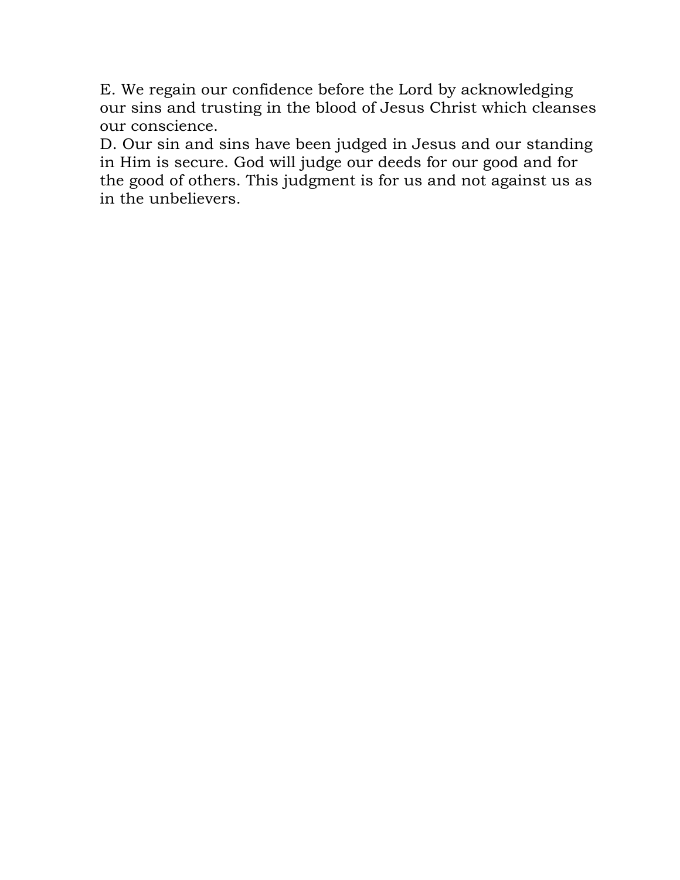E. We regain our confidence before the Lord by acknowledging our sins and trusting in the blood of Jesus Christ which cleanses our conscience.

D. Our sin and sins have been judged in Jesus and our standing in Him is secure. God will judge our deeds for our good and for the good of others. This judgment is for us and not against us as in the unbelievers.